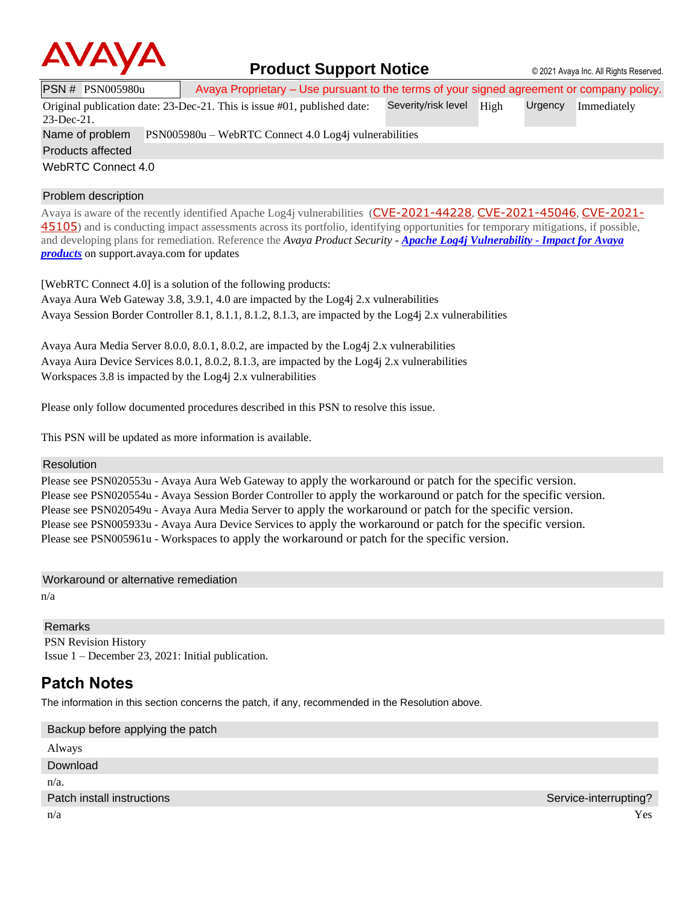# Product Support Notice

© 2021 Avaya Inc. All Rights Reserved.

| PSN # PSN005980u | Avaya Proprietary – Use pursuant to the terms of your signed agreement or company policy. | | |
|---|---|---|---|
| Original publication date: 23-Dec-21. This is issue #01, published date: 23-Dec-21. | Severity/risk level: High | Urgency: Immediately | |

**Name of problem**: PSN005980u – WebRTC Connect 4.0 Log4j vulnerabilities

**Products affected**

WebRTC Connect 4.0

**Problem description**

Avaya is aware of the recently identified Apache Log4j vulnerabilities (CVE-2021-44228, CVE-2021-45046, CVE-2021-45105) and is conducting impact assessments across its portfolio, identifying opportunities for temporary mitigations, if possible, and developing plans for remediation. Reference the *Avaya Product Security - **Apache Log4j Vulnerability - Impact for Avaya products*** on support.avaya.com for updates

[WebRTC Connect 4.0] is a solution of the following products:
Avaya Aura Web Gateway 3.8, 3.9.1, 4.0 are impacted by the Log4j 2.x vulnerabilities
Avaya Session Border Controller 8.1, 8.1.1, 8.1.2, 8.1.3, are impacted by the Log4j 2.x vulnerabilities

Avaya Aura Media Server 8.0.0, 8.0.1, 8.0.2, are impacted by the Log4j 2.x vulnerabilities
Avaya Aura Device Services 8.0.1, 8.0.2, 8.1.3, are impacted by the Log4j 2.x vulnerabilities
Workspaces 3.8 is impacted by the Log4j 2.x vulnerabilities

Please only follow documented procedures described in this PSN to resolve this issue.

This PSN will be updated as more information is available.

**Resolution**

Please see PSN020553u - Avaya Aura Web Gateway to apply the workaround or patch for the specific version.
Please see PSN020554u - Avaya Session Border Controller to apply the workaround or patch for the specific version.
Please see PSN020549u - Avaya Aura Media Server to apply the workaround or patch for the specific version.
Please see PSN005933u - Avaya Aura Device Services to apply the workaround or patch for the specific version.
Please see PSN005961u - Workspaces to apply the workaround or patch for the specific version.

**Workaround or alternative remediation**

n/a

**Remarks**

PSN Revision History
Issue 1 – December 23, 2021: Initial publication.

## Patch Notes

The information in this section concerns the patch, if any, recommended in the Resolution above.

**Backup before applying the patch**

Always

**Download**

n/a.

| Patch install instructions | Service-interrupting? |
|---|---|
| n/a | Yes |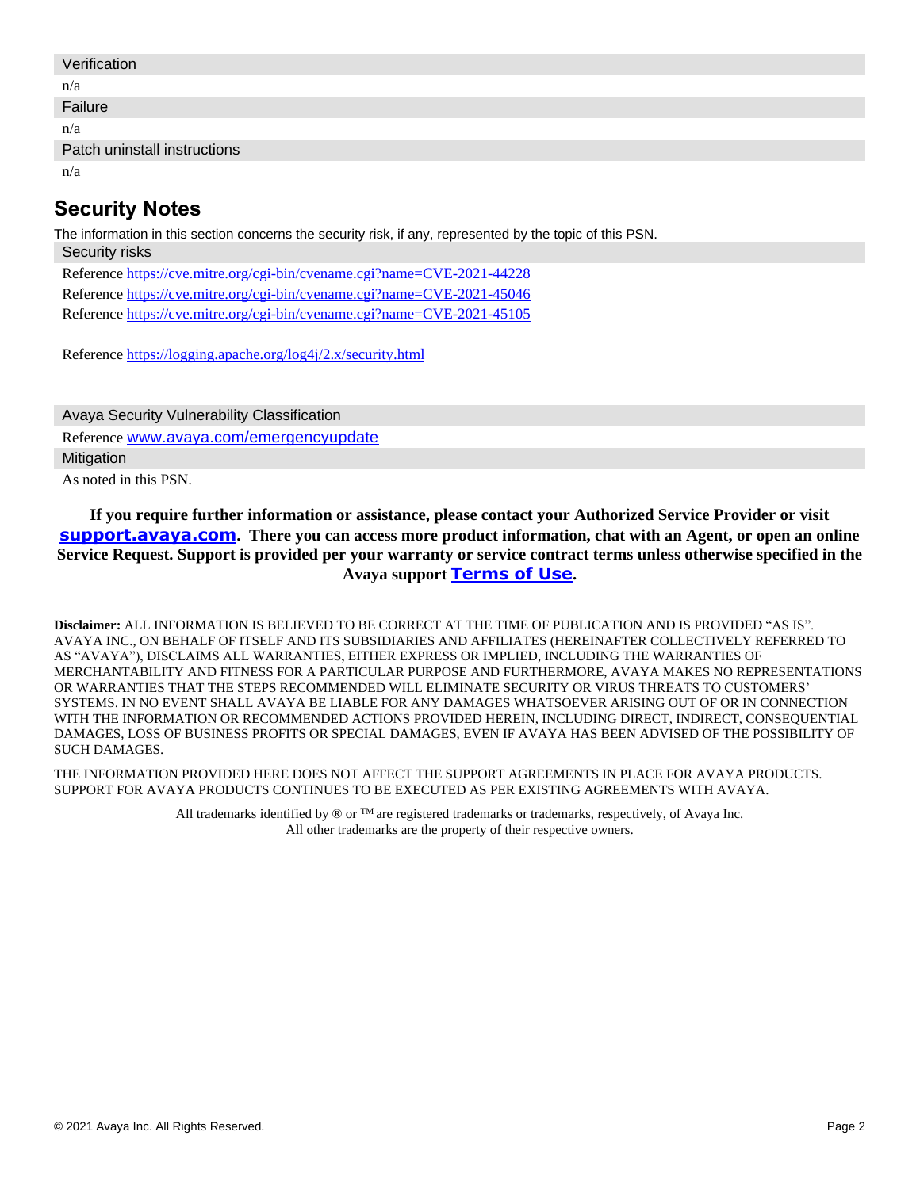Verification

n/a

Failure

n/a

Patch uninstall instructions

n/a

## Security Notes

The information in this section concerns the security risk, if any, represented by the topic of this PSN.

Security risks

Reference https://cve.mitre.org/cgi-bin/cvename.cgi?name=CVE-2021-44228
Reference https://cve.mitre.org/cgi-bin/cvename.cgi?name=CVE-2021-45046
Reference https://cve.mitre.org/cgi-bin/cvename.cgi?name=CVE-2021-45105

Reference https://logging.apache.org/log4j/2.x/security.html

Avaya Security Vulnerability Classification

Reference www.avaya.com/emergencyupdate

Mitigation

As noted in this PSN.

**If you require further information or assistance, please contact your Authorized Service Provider or visit support.avaya.com. There you can access more product information, chat with an Agent, or open an online Service Request. Support is provided per your warranty or service contract terms unless otherwise specified in the Avaya support Terms of Use.**

**Disclaimer:** ALL INFORMATION IS BELIEVED TO BE CORRECT AT THE TIME OF PUBLICATION AND IS PROVIDED "AS IS". AVAYA INC., ON BEHALF OF ITSELF AND ITS SUBSIDIARIES AND AFFILIATES (HEREINAFTER COLLECTIVELY REFERRED TO AS "AVAYA"), DISCLAIMS ALL WARRANTIES, EITHER EXPRESS OR IMPLIED, INCLUDING THE WARRANTIES OF MERCHANTABILITY AND FITNESS FOR A PARTICULAR PURPOSE AND FURTHERMORE, AVAYA MAKES NO REPRESENTATIONS OR WARRANTIES THAT THE STEPS RECOMMENDED WILL ELIMINATE SECURITY OR VIRUS THREATS TO CUSTOMERS' SYSTEMS. IN NO EVENT SHALL AVAYA BE LIABLE FOR ANY DAMAGES WHATSOEVER ARISING OUT OF OR IN CONNECTION WITH THE INFORMATION OR RECOMMENDED ACTIONS PROVIDED HEREIN, INCLUDING DIRECT, INDIRECT, CONSEQUENTIAL DAMAGES, LOSS OF BUSINESS PROFITS OR SPECIAL DAMAGES, EVEN IF AVAYA HAS BEEN ADVISED OF THE POSSIBILITY OF SUCH DAMAGES.

THE INFORMATION PROVIDED HERE DOES NOT AFFECT THE SUPPORT AGREEMENTS IN PLACE FOR AVAYA PRODUCTS. SUPPORT FOR AVAYA PRODUCTS CONTINUES TO BE EXECUTED AS PER EXISTING AGREEMENTS WITH AVAYA.

All trademarks identified by ® or ™ are registered trademarks or trademarks, respectively, of Avaya Inc.
All other trademarks are the property of their respective owners.

© 2021 Avaya Inc. All Rights Reserved.